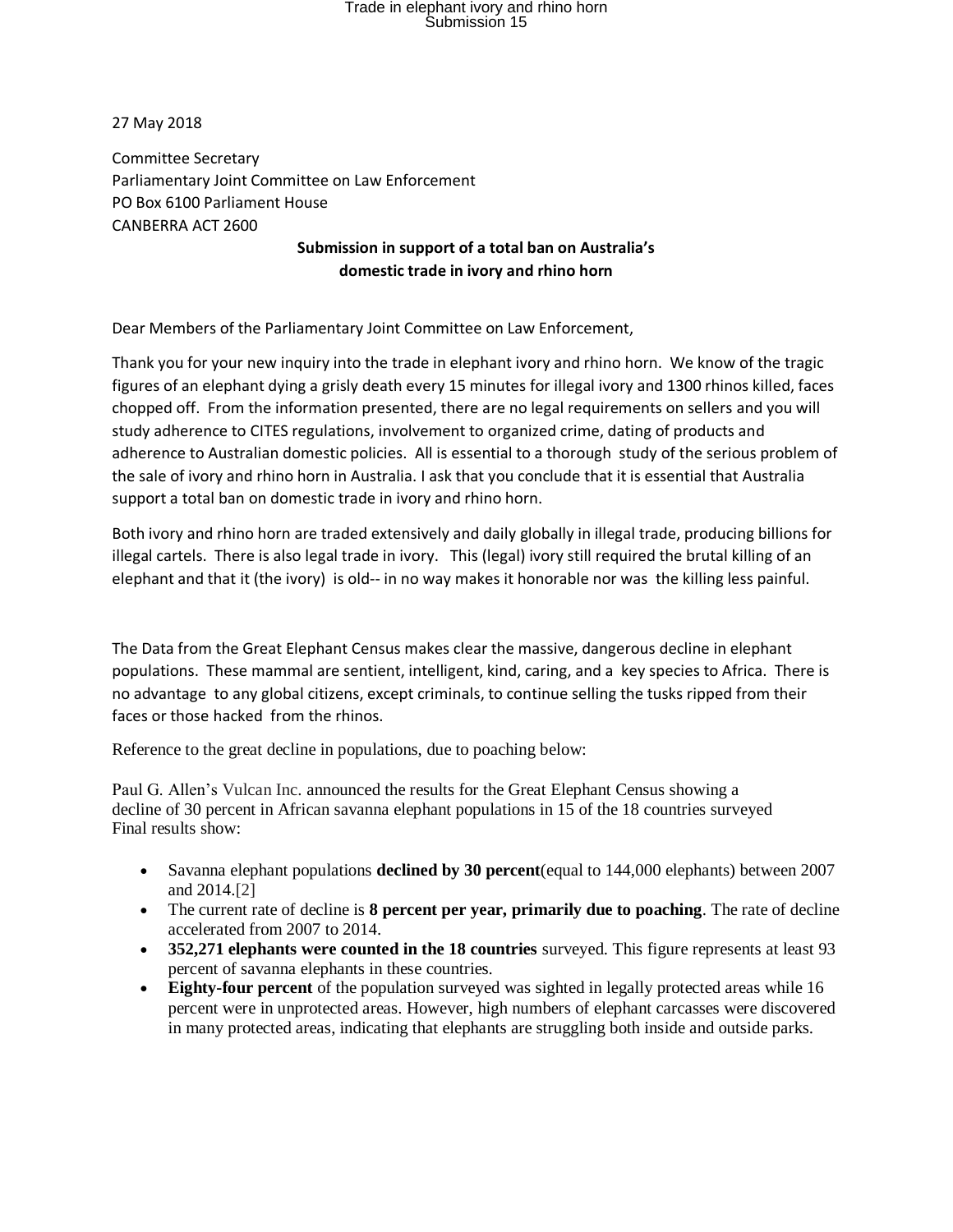27 May 2018

Committee Secretary
Parliamentary Joint Committee on Law Enforcement
PO Box 6100 Parliament House
CANBERRA ACT 2600

**Submission in support of a total ban on Australia's domestic trade in ivory and rhino horn**

Dear Members of the Parliamentary Joint Committee on Law Enforcement,

Thank you for your new inquiry into the trade in elephant ivory and rhino horn. We know of the tragic figures of an elephant dying a grisly death every 15 minutes for illegal ivory and 1300 rhinos killed, faces chopped off. From the information presented, there are no legal requirements on sellers and you will study adherence to CITES regulations, involvement to organized crime, dating of products and adherence to Australian domestic policies. All is essential to a thorough study of the serious problem of the sale of ivory and rhino horn in Australia. I ask that you conclude that it is essential that Australia support a total ban on domestic trade in ivory and rhino horn.

Both ivory and rhino horn are traded extensively and daily globally in illegal trade, producing billions for illegal cartels. There is also legal trade in ivory. This (legal) ivory still required the brutal killing of an elephant and that it (the ivory) is old-- in no way makes it honorable nor was the killing less painful.

The Data from the Great Elephant Census makes clear the massive, dangerous decline in elephant populations. These mammal are sentient, intelligent, kind, caring, and a key species to Africa. There is no advantage to any global citizens, except criminals, to continue selling the tusks ripped from their faces or those hacked from the rhinos.

Reference to the great decline in populations, due to poaching below:

Paul G. Allen's Vulcan Inc. announced the results for the Great Elephant Census showing a decline of 30 percent in African savanna elephant populations in 15 of the 18 countries surveyed
Final results show:

- Savanna elephant populations **declined by 30 percent**(equal to 144,000 elephants) between 2007 and 2014.[2]
- The current rate of decline is **8 percent per year, primarily due to poaching**. The rate of decline accelerated from 2007 to 2014.
- **352,271 elephants were counted in the 18 countries** surveyed. This figure represents at least 93 percent of savanna elephants in these countries.
- **Eighty-four percent** of the population surveyed was sighted in legally protected areas while 16 percent were in unprotected areas. However, high numbers of elephant carcasses were discovered in many protected areas, indicating that elephants are struggling both inside and outside parks.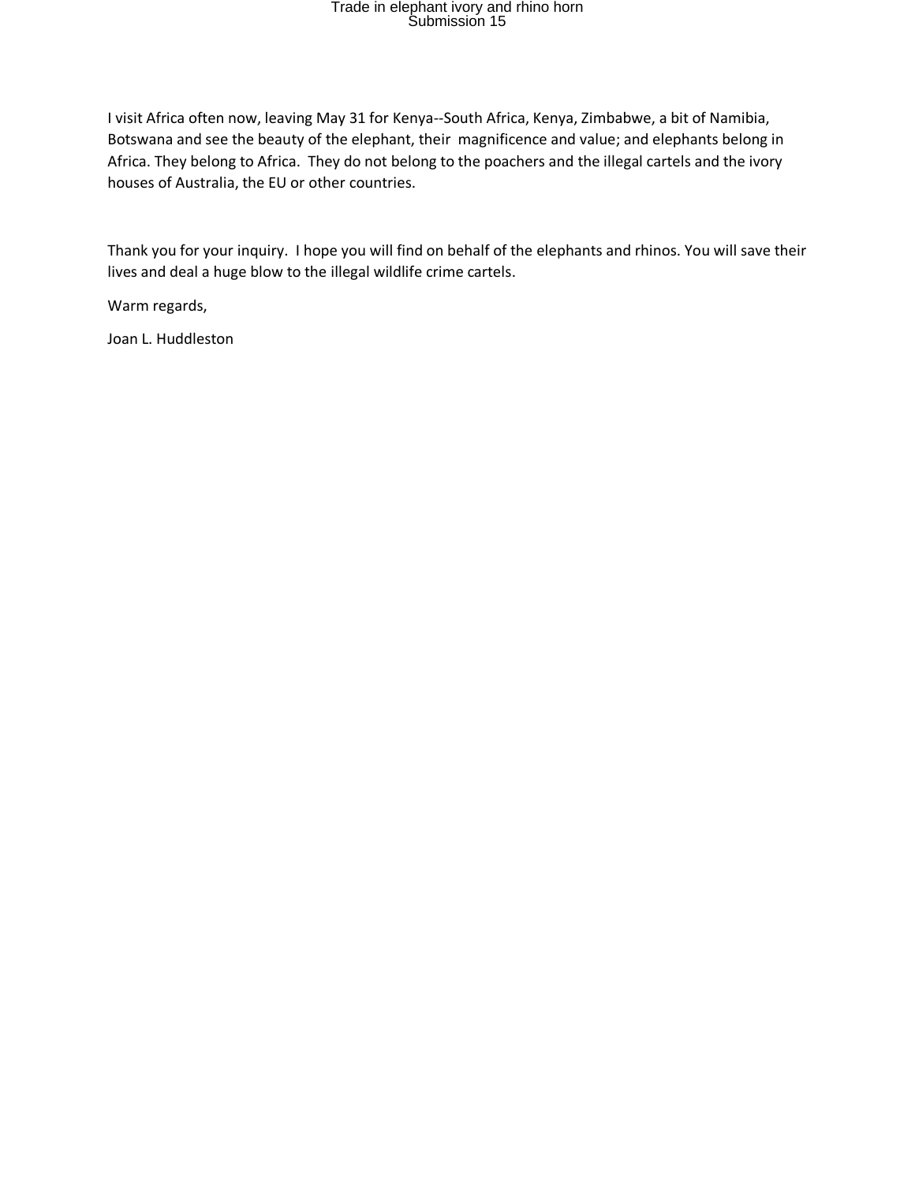I visit Africa often now, leaving May 31 for Kenya--South Africa, Kenya, Zimbabwe, a bit of Namibia, Botswana and see the beauty of the elephant, their magnificence and value; and elephants belong in Africa. They belong to Africa. They do not belong to the poachers and the illegal cartels and the ivory houses of Australia, the EU or other countries.

Thank you for your inquiry. I hope you will find on behalf of the elephants and rhinos. You will save their lives and deal a huge blow to the illegal wildlife crime cartels.

Warm regards,

Joan L. Huddleston